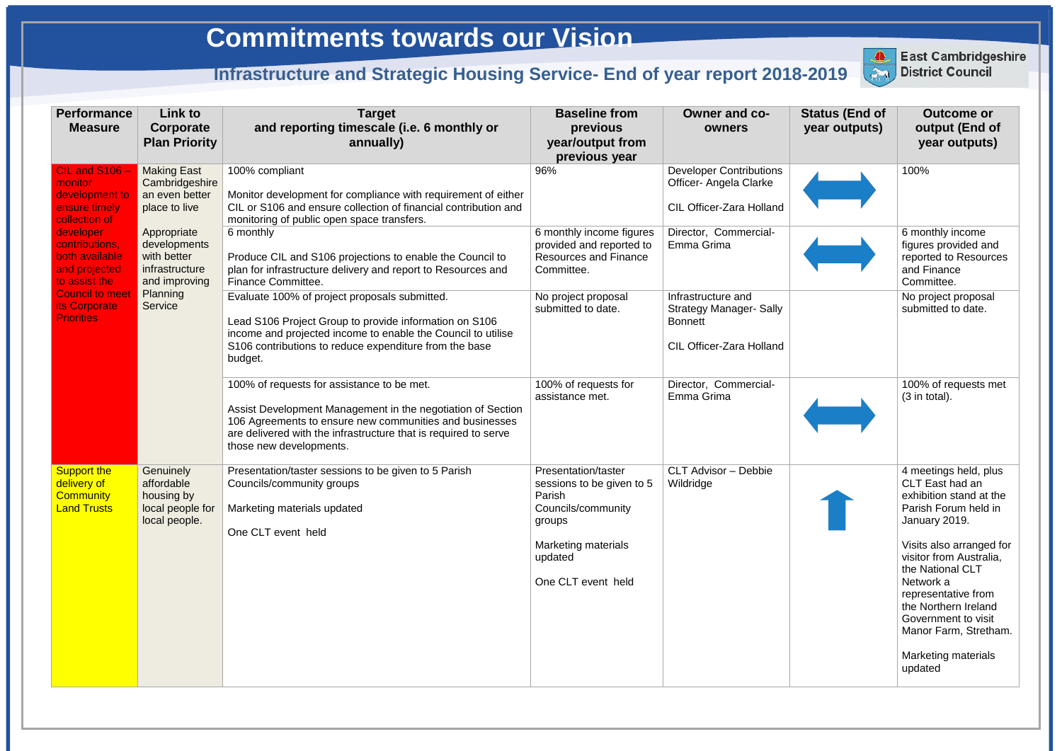# Commitments towards our Vision

## Infrastructure and Strategic Housing Service- End of year report 2018-2019

East Cambridgeshire District Council

| Performance Measure | Link to Corporate Plan Priority | Target and reporting timescale (i.e. 6 monthly or annually) | Baseline from previous year/output from previous year | Owner and co-owners | Status (End of year outputs) | Outcome or output (End of year outputs) |
|---|---|---|---|---|---|---|
| CIL and S106 – monitor development to ensure timely collection of developer contributions, both available and projected to assist the Council to meet its Corporate Priorities | Making East Cambridgeshire an even better place to live | 100% compliant<br><br>Monitor development for compliance with requirement of either CIL or S106 and ensure collection of financial contribution and monitoring of public open space transfers. | 96% | Developer Contributions Officer- Angela Clarke<br><br>CIL Officer-Zara Holland | ⟷ | 100% |
| | Appropriate developments with better infrastructure and improving Planning Service | 6 monthly<br><br>Produce CIL and S106 projections to enable the Council to plan for infrastructure delivery and report to Resources and Finance Committee. | 6 monthly income figures provided and reported to Resources and Finance Committee. | Director, Commercial- Emma Grima | ⟷ | 6 monthly income figures provided and reported to Resources and Finance Committee. |
| | | Evaluate 100% of project proposals submitted.<br><br>Lead S106 Project Group to provide information on S106 income and projected income to enable the Council to utilise S106 contributions to reduce expenditure from the base budget. | No project proposal submitted to date. | Infrastructure and Strategy Manager- Sally Bonnett<br><br>CIL Officer-Zara Holland | | No project proposal submitted to date. |
| | | 100% of requests for assistance to be met.<br><br>Assist Development Management in the negotiation of Section 106 Agreements to ensure new communities and businesses are delivered with the infrastructure that is required to serve those new developments. | 100% of requests for assistance met. | Director, Commercial- Emma Grima | ⟷ | 100% of requests met (3 in total). |
| Support the delivery of Community Land Trusts | Genuinely affordable housing by local people for local people. | Presentation/taster sessions to be given to 5 Parish Councils/community groups<br><br>Marketing materials updated<br><br>One CLT event held | Presentation/taster sessions to be given to 5 Parish Councils/community groups<br><br>Marketing materials updated<br><br>One CLT event held | CLT Advisor – Debbie Wildridge | ↑ | 4 meetings held, plus CLT East had an exhibition stand at the Parish Forum held in January 2019.<br><br>Visits also arranged for visitor from Australia, the National CLT Network a representative from the Northern Ireland Government to visit Manor Farm, Stretham.<br><br>Marketing materials updated |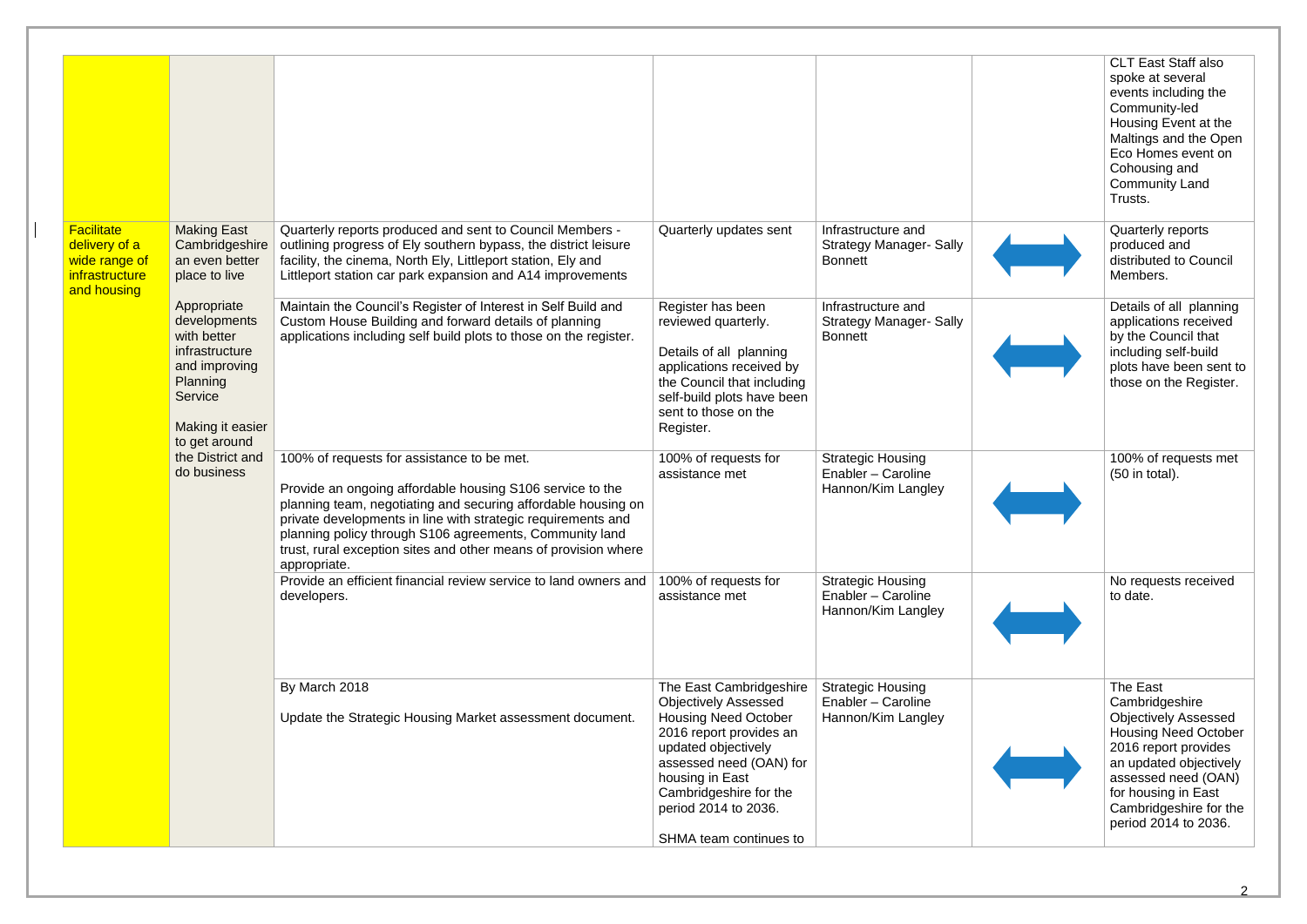| | | | | | | |
|---|---|---|---|---|---|---|
| | | | | | | CLT East Staff also spoke at several events including the Community-led Housing Event at the Maltings and the Open Eco Homes event on Cohousing and Community Land Trusts. |
| Facilitate delivery of a wide range of infrastructure and housing | Making East Cambridgeshire an even better place to live | Quarterly reports produced and sent to Council Members - outlining progress of Ely southern bypass, the district leisure facility, the cinema, North Ely, Littleport station, Ely and Littleport station car park expansion and A14 improvements | Quarterly updates sent | Infrastructure and Strategy Manager- Sally Bonnett | ⟷ | Quarterly reports produced and distributed to Council Members. |
| | Appropriate developments with better infrastructure and improving Planning Service | Maintain the Council's Register of Interest in Self Build and Custom House Building and forward details of planning applications including self build plots to those on the register. | Register has been reviewed quarterly.<br><br>Details of all planning applications received by the Council that including self-build plots have been sent to those on the Register. | Infrastructure and Strategy Manager- Sally Bonnett | ⟷ | Details of all planning applications received by the Council that including self-build plots have been sent to those on the Register. |
| | Making it easier to get around the District and do business | 100% of requests for assistance to be met.<br><br>Provide an ongoing affordable housing S106 service to the planning team, negotiating and securing affordable housing on private developments in line with strategic requirements and planning policy through S106 agreements, Community land trust, rural exception sites and other means of provision where appropriate. | 100% of requests for assistance met | Strategic Housing Enabler – Caroline Hannon/Kim Langley | ⟷ | 100% of requests met (50 in total). |
| | | Provide an efficient financial review service to land owners and developers. | 100% of requests for assistance met | Strategic Housing Enabler – Caroline Hannon/Kim Langley | ⟷ | No requests received to date. |
| | | By March 2018<br><br>Update the Strategic Housing Market assessment document. | The East Cambridgeshire Objectively Assessed Housing Need October 2016 report provides an updated objectively assessed need (OAN) for housing in East Cambridgeshire for the period 2014 to 2036.<br><br>SHMA team continues to | Strategic Housing Enabler – Caroline Hannon/Kim Langley | ⟷ | The East Cambridgeshire Objectively Assessed Housing Need October 2016 report provides an updated objectively assessed need (OAN) for housing in East Cambridgeshire for the period 2014 to 2036. |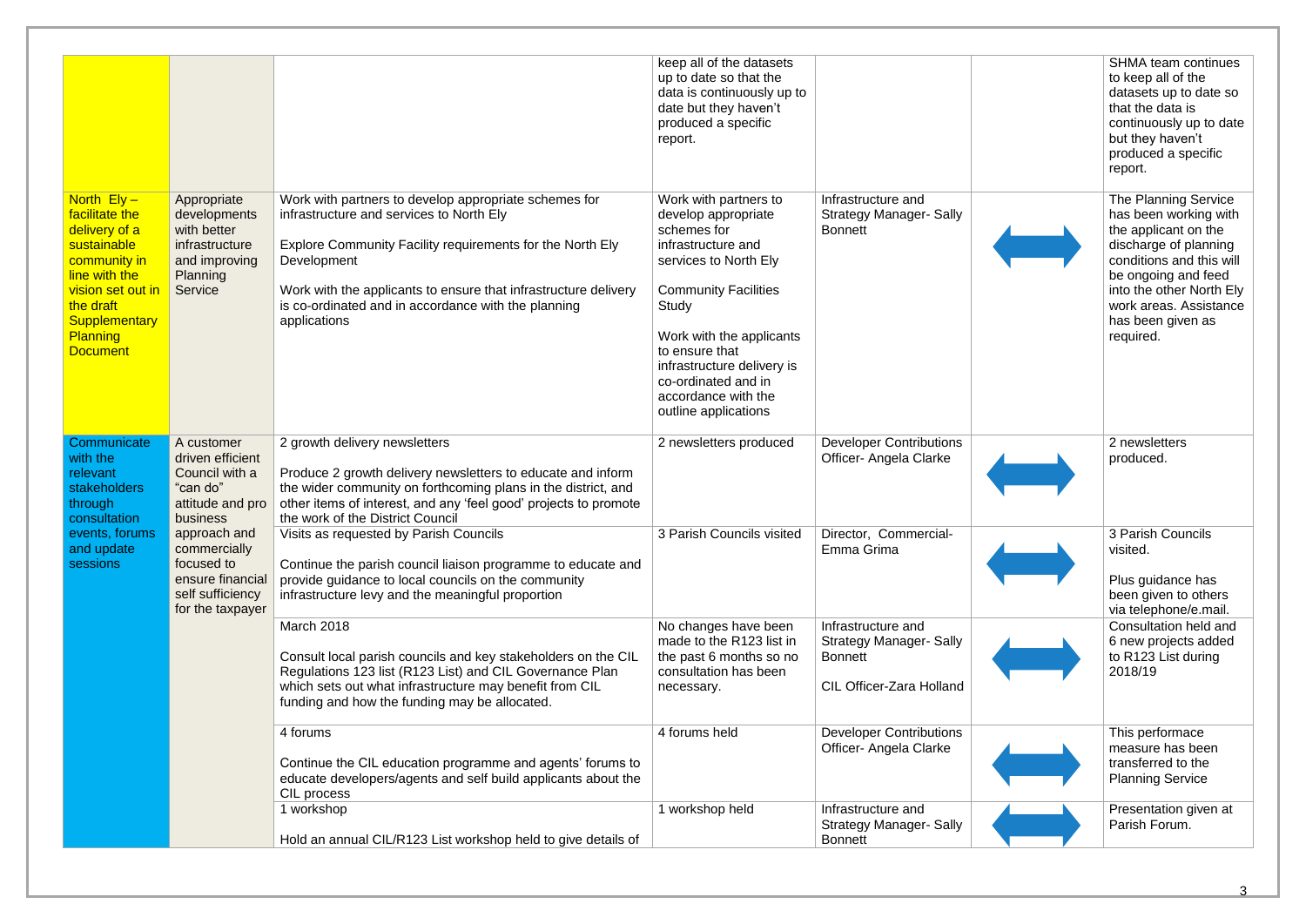| | | | | | | |
|---|---|---|---|---|---|---|
| | | | keep all of the datasets up to date so that the data is continuously up to date but they haven't produced a specific report. | | | SHMA team continues to keep all of the datasets up to date so that the data is continuously up to date but they haven't produced a specific report. |
| North Ely – facilitate the delivery of a sustainable community in line with the vision set out in the draft Supplementary Planning Document | Appropriate developments with better infrastructure and improving Planning Service | Work with partners to develop appropriate schemes for infrastructure and services to North Ely<br><br>Explore Community Facility requirements for the North Ely Development<br><br>Work with the applicants to ensure that infrastructure delivery is co-ordinated and in accordance with the planning applications | Work with partners to develop appropriate schemes for infrastructure and services to North Ely<br><br>Community Facilities Study<br><br>Work with the applicants to ensure that infrastructure delivery is co-ordinated and in accordance with the outline applications | Infrastructure and Strategy Manager- Sally Bonnett | ↔ | The Planning Service has been working with the applicant on the discharge of planning conditions and this will be ongoing and feed into the other North Ely work areas. Assistance has been given as required. |
| Communicate with the relevant stakeholders through consultation events, forums and update sessions | A customer driven efficient Council with a "can do" attitude and pro business approach and commercially focused to ensure financial self sufficiency for the taxpayer | 2 growth delivery newsletters<br><br>Produce 2 growth delivery newsletters to educate and inform the wider community on forthcoming plans in the district, and other items of interest, and any 'feel good' projects to promote the work of the District Council | 2 newsletters produced | Developer Contributions Officer- Angela Clarke | ↔ | 2 newsletters produced. |
| | | Visits as requested by Parish Councils<br><br>Continue the parish council liaison programme to educate and provide guidance to local councils on the community infrastructure levy and the meaningful proportion | 3 Parish Councils visited | Director, Commercial- Emma Grima | ↔ | 3 Parish Councils visited.<br><br>Plus guidance has been given to others via telephone/e.mail. |
| | | March 2018<br><br>Consult local parish councils and key stakeholders on the CIL Regulations 123 list (R123 List) and CIL Governance Plan which sets out what infrastructure may benefit from CIL funding and how the funding may be allocated. | No changes have been made to the R123 list in the past 6 months so no consultation has been necessary. | Infrastructure and Strategy Manager- Sally Bonnett<br><br>CIL Officer-Zara Holland | ↔ | Consultation held and 6 new projects added to R123 List during 2018/19 |
| | | 4 forums<br><br>Continue the CIL education programme and agents' forums to educate developers/agents and self build applicants about the CIL process | 4 forums held | Developer Contributions Officer- Angela Clarke | ↔ | This performance measure has been transferred to the Planning Service |
| | | 1 workshop<br><br>Hold an annual CIL/R123 List workshop held to give details of | 1 workshop held | Infrastructure and Strategy Manager- Sally Bonnett | ↔ | Presentation given at Parish Forum. |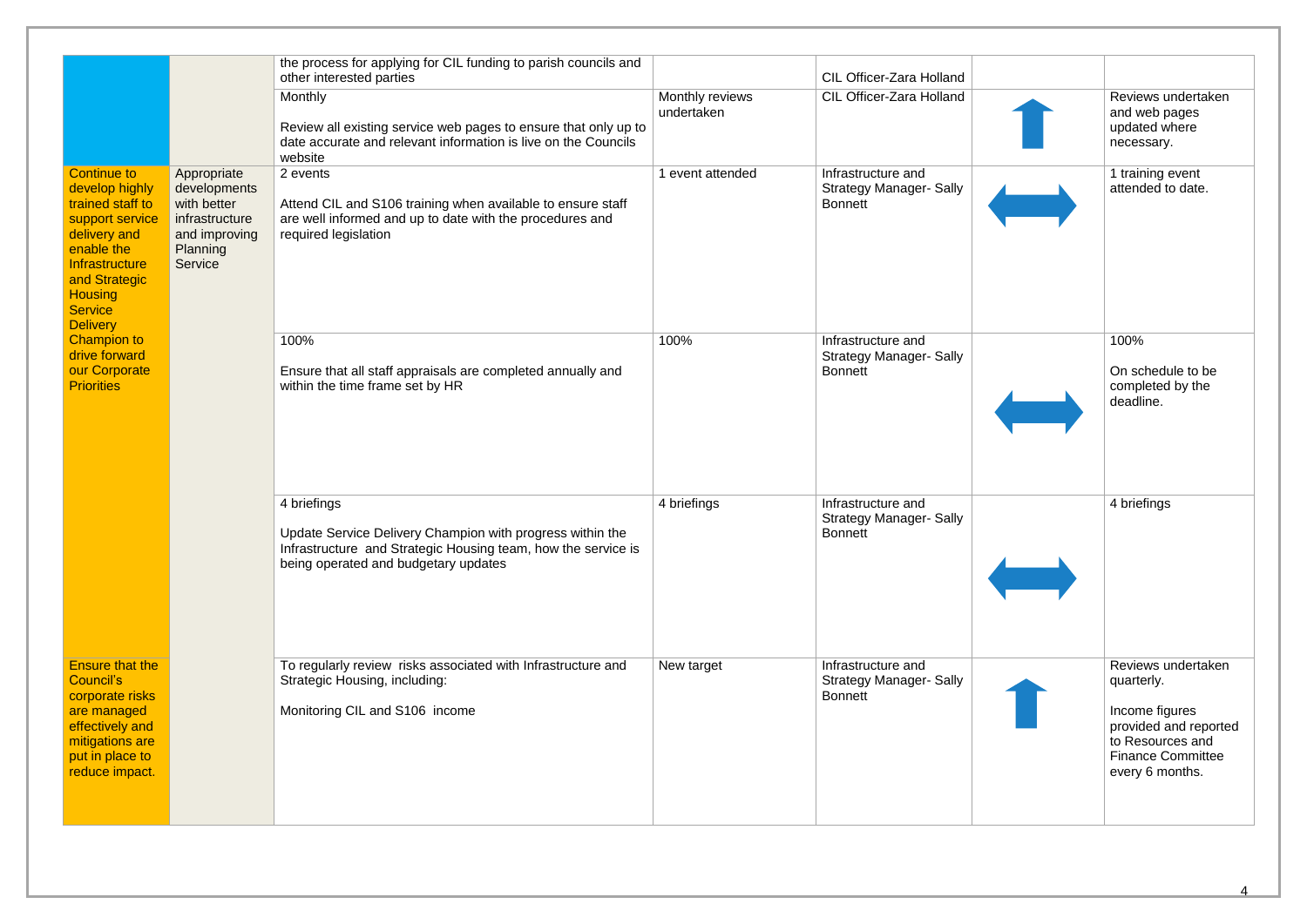| | | | | | | |
|---|---|---|---|---|---|---|
| | | the process for applying for CIL funding to parish councils and other interested parties | | CIL Officer-Zara Holland | | |
| | | Monthly<br><br>Review all existing service web pages to ensure that only up to date accurate and relevant information is live on the Councils website | Monthly reviews undertaken | CIL Officer-Zara Holland | ⬆ | Reviews undertaken and web pages updated where necessary. |
| Continue to develop highly trained staff to support service delivery and enable the Infrastructure and Strategic Housing Service Delivery Champion to drive forward our Corporate Priorities | Appropriate developments with better infrastructure and improving Planning Service | 2 events<br><br>Attend CIL and S106 training when available to ensure staff are well informed and up to date with the procedures and required legislation | 1 event attended | Infrastructure and Strategy Manager- Sally Bonnett | ⬌ | 1 training event attended to date. |
| | | 100%<br><br>Ensure that all staff appraisals are completed annually and within the time frame set by HR | 100% | Infrastructure and Strategy Manager- Sally Bonnett | ⬌ | 100%<br><br>On schedule to be completed by the deadline. |
| | | 4 briefings<br><br>Update Service Delivery Champion with progress within the Infrastructure and Strategic Housing team, how the service is being operated and budgetary updates | 4 briefings | Infrastructure and Strategy Manager- Sally Bonnett | ⬌ | 4 briefings |
| Ensure that the Council's corporate risks are managed effectively and mitigations are put in place to reduce impact. | | To regularly review risks associated with Infrastructure and Strategic Housing, including:<br><br>Monitoring CIL and S106 income | New target | Infrastructure and Strategy Manager- Sally Bonnett | ⬆ | Reviews undertaken quarterly.<br><br>Income figures provided and reported to Resources and Finance Committee every 6 months. |